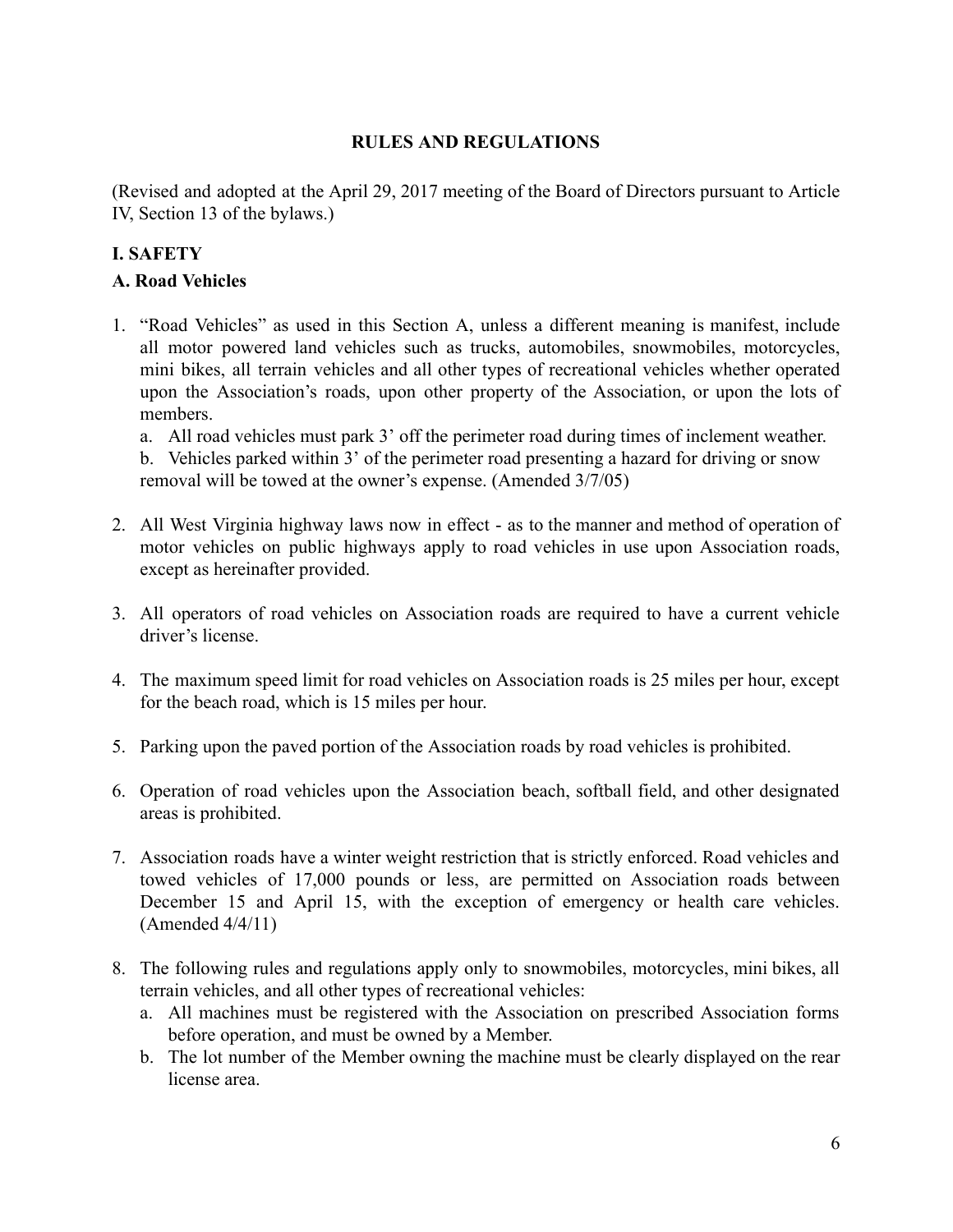**RULES AND REGULATIONS**

(Revised and adopted at the April 29, 2017 meeting of the Board of Directors pursuant to Article IV, Section 13 of the bylaws.)

## I. SAFETY

### A. Road Vehicles

1. "Road Vehicles" as used in this Section A, unless a different meaning is manifest, include all motor powered land vehicles such as trucks, automobiles, snowmobiles, motorcycles, mini bikes, all terrain vehicles and all other types of recreational vehicles whether operated upon the Association's roads, upon other property of the Association, or upon the lots of members.
   a. All road vehicles must park 3' off the perimeter road during times of inclement weather.
   b. Vehicles parked within 3' of the perimeter road presenting a hazard for driving or snow removal will be towed at the owner's expense. (Amended 3/7/05)

2. All West Virginia highway laws now in effect - as to the manner and method of operation of motor vehicles on public highways apply to road vehicles in use upon Association roads, except as hereinafter provided.

3. All operators of road vehicles on Association roads are required to have a current vehicle driver's license.

4. The maximum speed limit for road vehicles on Association roads is 25 miles per hour, except for the beach road, which is 15 miles per hour.

5. Parking upon the paved portion of the Association roads by road vehicles is prohibited.

6. Operation of road vehicles upon the Association beach, softball field, and other designated areas is prohibited.

7. Association roads have a winter weight restriction that is strictly enforced. Road vehicles and towed vehicles of 17,000 pounds or less, are permitted on Association roads between December 15 and April 15, with the exception of emergency or health care vehicles. (Amended 4/4/11)

8. The following rules and regulations apply only to snowmobiles, motorcycles, mini bikes, all terrain vehicles, and all other types of recreational vehicles:
   a. All machines must be registered with the Association on prescribed Association forms before operation, and must be owned by a Member.
   b. The lot number of the Member owning the machine must be clearly displayed on the rear license area.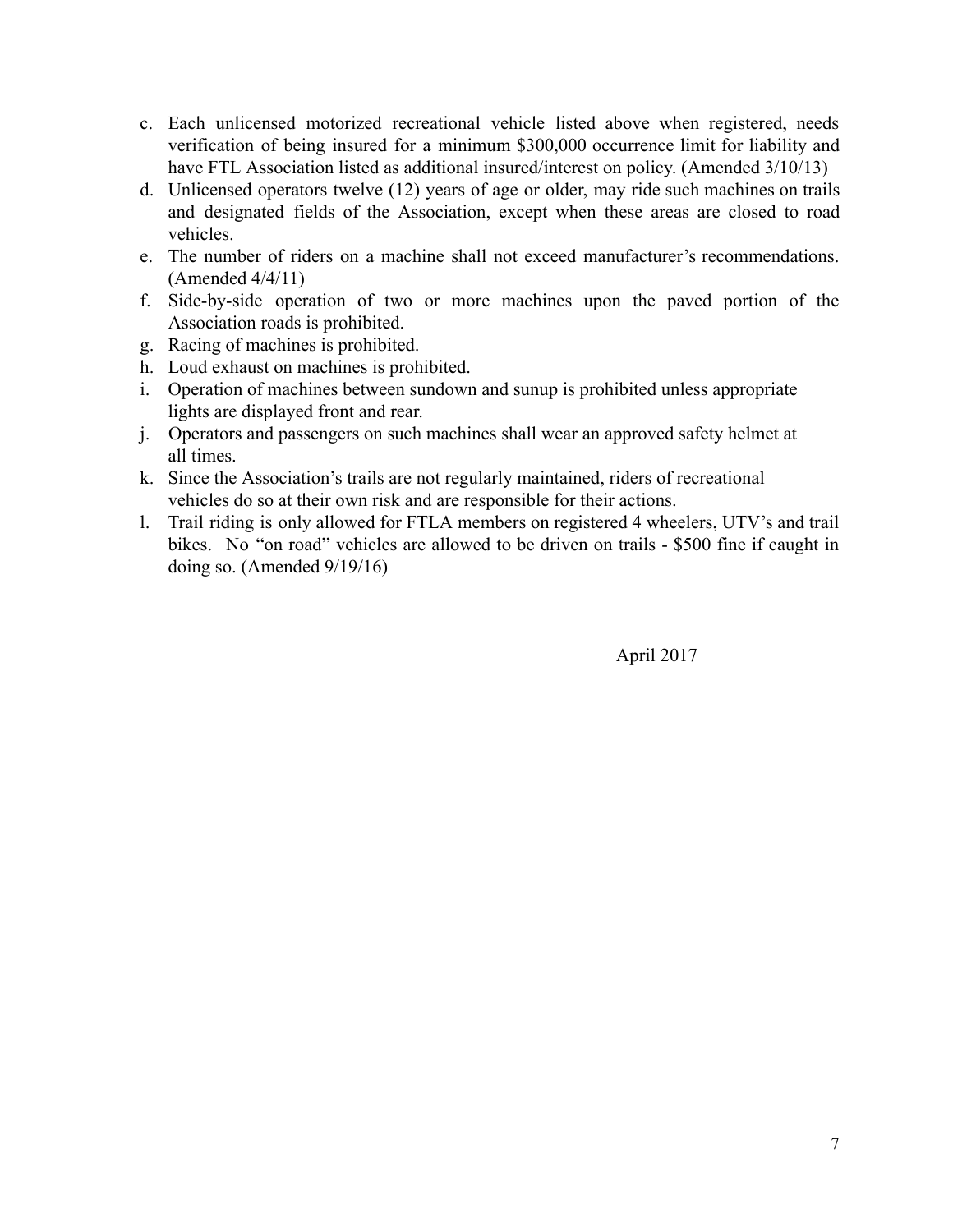c. Each unlicensed motorized recreational vehicle listed above when registered, needs verification of being insured for a minimum $300,000 occurrence limit for liability and have FTL Association listed as additional insured/interest on policy. (Amended 3/10/13)
d. Unlicensed operators twelve (12) years of age or older, may ride such machines on trails and designated fields of the Association, except when these areas are closed to road vehicles.
e. The number of riders on a machine shall not exceed manufacturer's recommendations. (Amended 4/4/11)
f. Side-by-side operation of two or more machines upon the paved portion of the Association roads is prohibited.
g. Racing of machines is prohibited.
h. Loud exhaust on machines is prohibited.
i. Operation of machines between sundown and sunup is prohibited unless appropriate lights are displayed front and rear.
j. Operators and passengers on such machines shall wear an approved safety helmet at all times.
k. Since the Association's trails are not regularly maintained, riders of recreational vehicles do so at their own risk and are responsible for their actions.
l. Trail riding is only allowed for FTLA members on registered 4 wheelers, UTV's and trail bikes. No "on road" vehicles are allowed to be driven on trails - $500 fine if caught in doing so. (Amended 9/19/16)

April 2017